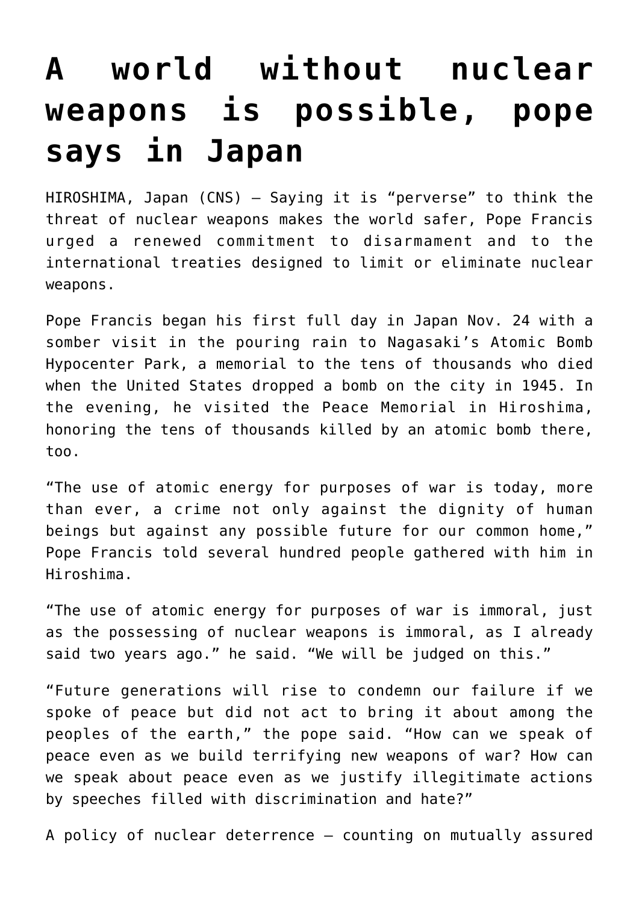# A world without nuclear weapons is possible, pope says in Japan

HIROSHIMA, Japan (CNS) — Saying it is "perverse" to think the threat of nuclear weapons makes the world safer, Pope Francis urged a renewed commitment to disarmament and to the international treaties designed to limit or eliminate nuclear weapons.

Pope Francis began his first full day in Japan Nov. 24 with a somber visit in the pouring rain to Nagasaki's Atomic Bomb Hypocenter Park, a memorial to the tens of thousands who died when the United States dropped a bomb on the city in 1945. In the evening, he visited the Peace Memorial in Hiroshima, honoring the tens of thousands killed by an atomic bomb there, too.

"The use of atomic energy for purposes of war is today, more than ever, a crime not only against the dignity of human beings but against any possible future for our common home," Pope Francis told several hundred people gathered with him in Hiroshima.

"The use of atomic energy for purposes of war is immoral, just as the possessing of nuclear weapons is immoral, as I already said two years ago." he said. "We will be judged on this."

"Future generations will rise to condemn our failure if we spoke of peace but did not act to bring it about among the peoples of the earth," the pope said. "How can we speak of peace even as we build terrifying new weapons of war? How can we speak about peace even as we justify illegitimate actions by speeches filled with discrimination and hate?"

A policy of nuclear deterrence — counting on mutually assured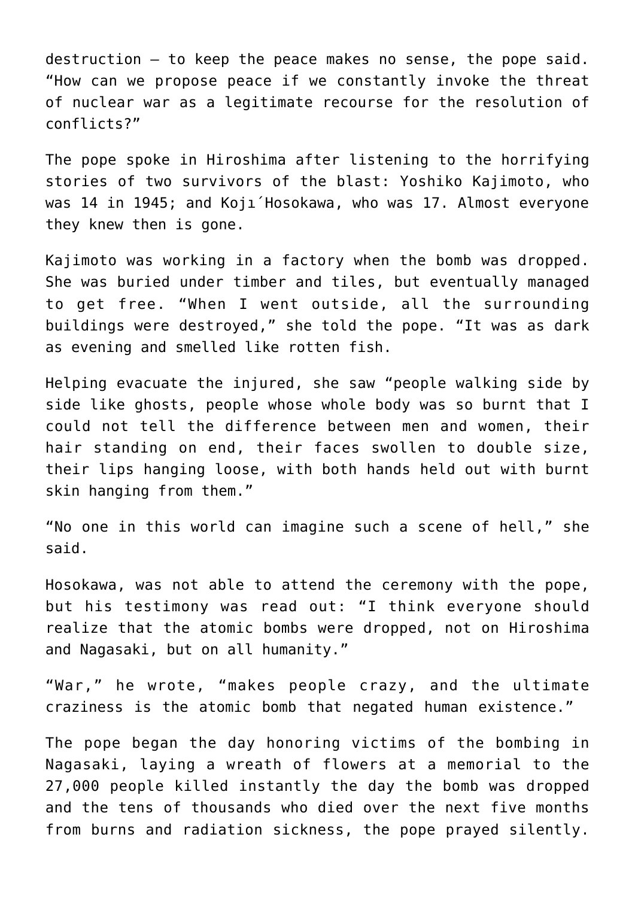destruction — to keep the peace makes no sense, the pope said. "How can we propose peace if we constantly invoke the threat of nuclear war as a legitimate recourse for the resolution of conflicts?"

The pope spoke in Hiroshima after listening to the horrifying stories of two survivors of the blast: Yoshiko Kajimoto, who was 14 in 1945; and Kojı́ Hosokawa, who was 17. Almost everyone they knew then is gone.

Kajimoto was working in a factory when the bomb was dropped. She was buried under timber and tiles, but eventually managed to get free. "When I went outside, all the surrounding buildings were destroyed," she told the pope. "It was as dark as evening and smelled like rotten fish.

Helping evacuate the injured, she saw "people walking side by side like ghosts, people whose whole body was so burnt that I could not tell the difference between men and women, their hair standing on end, their faces swollen to double size, their lips hanging loose, with both hands held out with burnt skin hanging from them."

"No one in this world can imagine such a scene of hell," she said.

Hosokawa, was not able to attend the ceremony with the pope, but his testimony was read out: "I think everyone should realize that the atomic bombs were dropped, not on Hiroshima and Nagasaki, but on all humanity."

"War," he wrote, "makes people crazy, and the ultimate craziness is the atomic bomb that negated human existence."

The pope began the day honoring victims of the bombing in Nagasaki, laying a wreath of flowers at a memorial to the 27,000 people killed instantly the day the bomb was dropped and the tens of thousands who died over the next five months from burns and radiation sickness, the pope prayed silently.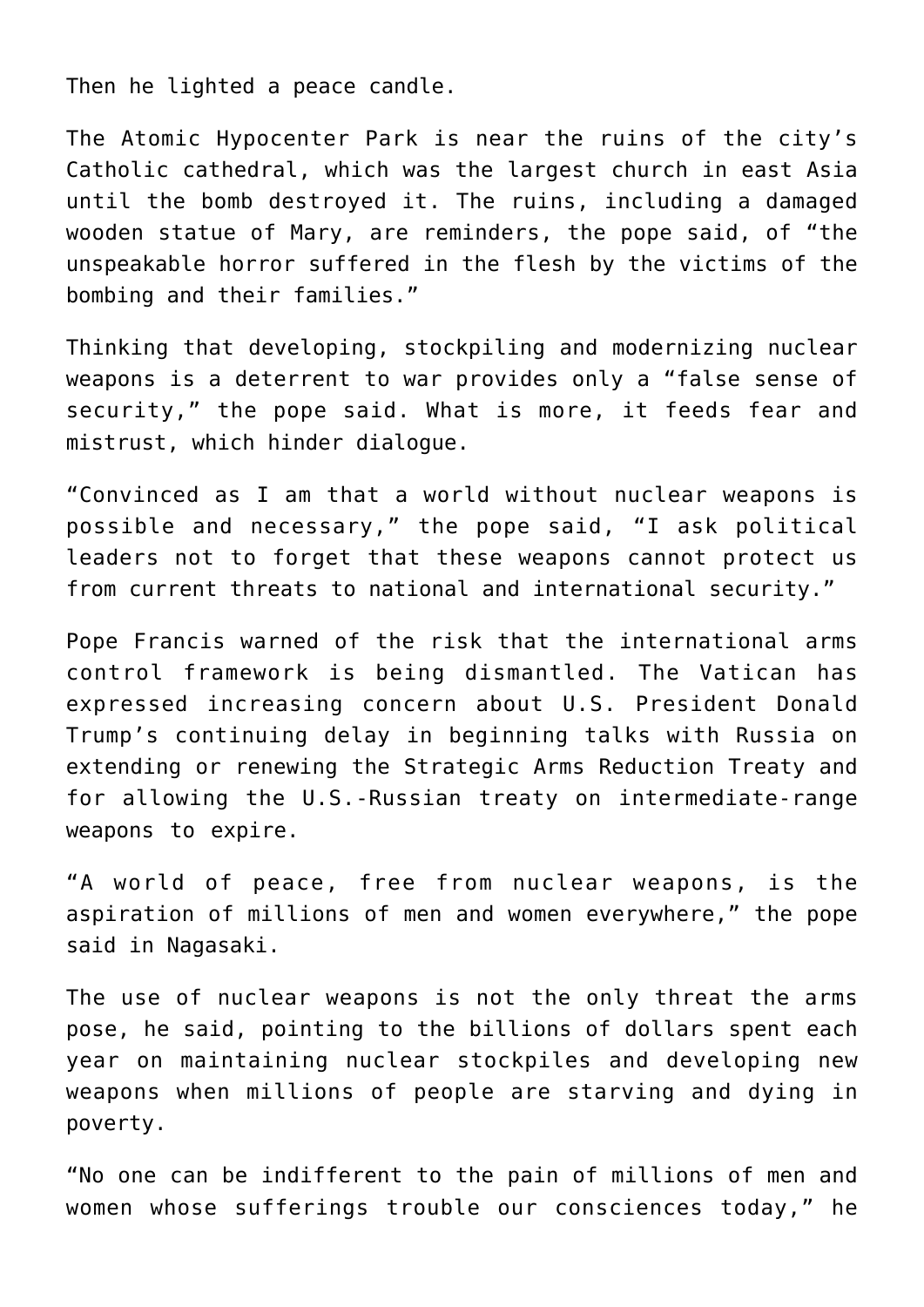Then he lighted a peace candle.

The Atomic Hypocenter Park is near the ruins of the city's Catholic cathedral, which was the largest church in east Asia until the bomb destroyed it. The ruins, including a damaged wooden statue of Mary, are reminders, the pope said, of "the unspeakable horror suffered in the flesh by the victims of the bombing and their families."

Thinking that developing, stockpiling and modernizing nuclear weapons is a deterrent to war provides only a "false sense of security," the pope said. What is more, it feeds fear and mistrust, which hinder dialogue.

"Convinced as I am that a world without nuclear weapons is possible and necessary," the pope said, "I ask political leaders not to forget that these weapons cannot protect us from current threats to national and international security."

Pope Francis warned of the risk that the international arms control framework is being dismantled. The Vatican has expressed increasing concern about U.S. President Donald Trump's continuing delay in beginning talks with Russia on extending or renewing the Strategic Arms Reduction Treaty and for allowing the U.S.-Russian treaty on intermediate-range weapons to expire.

"A world of peace, free from nuclear weapons, is the aspiration of millions of men and women everywhere," the pope said in Nagasaki.

The use of nuclear weapons is not the only threat the arms pose, he said, pointing to the billions of dollars spent each year on maintaining nuclear stockpiles and developing new weapons when millions of people are starving and dying in poverty.

"No one can be indifferent to the pain of millions of men and women whose sufferings trouble our consciences today," he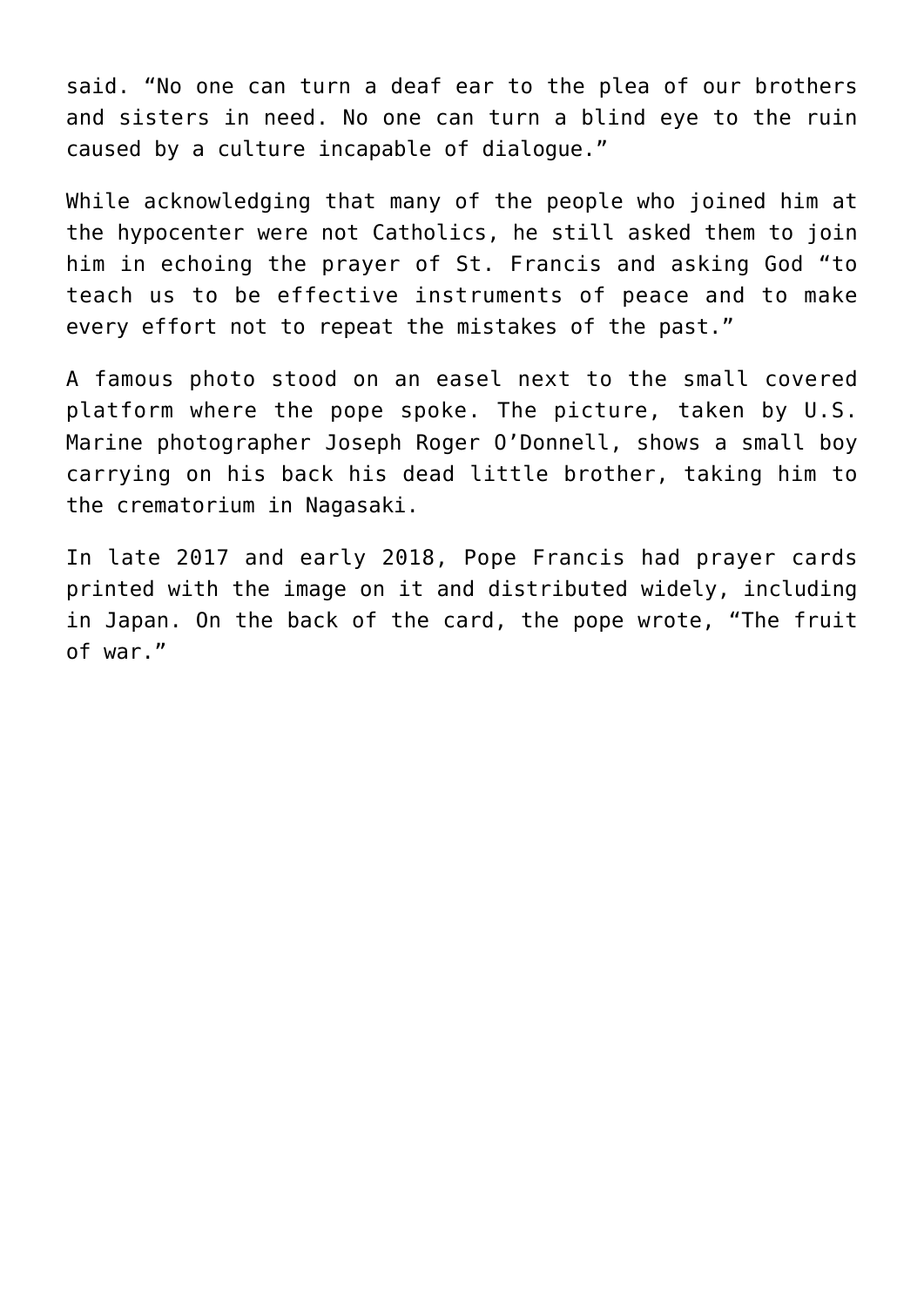said. “No one can turn a deaf ear to the plea of our brothers and sisters in need. No one can turn a blind eye to the ruin caused by a culture incapable of dialogue.”

While acknowledging that many of the people who joined him at the hypocenter were not Catholics, he still asked them to join him in echoing the prayer of St. Francis and asking God “to teach us to be effective instruments of peace and to make every effort not to repeat the mistakes of the past.”

A famous photo stood on an easel next to the small covered platform where the pope spoke. The picture, taken by U.S. Marine photographer Joseph Roger O’Donnell, shows a small boy carrying on his back his dead little brother, taking him to the crematorium in Nagasaki.

In late 2017 and early 2018, Pope Francis had prayer cards printed with the image on it and distributed widely, including in Japan. On the back of the card, the pope wrote, “The fruit of war.”